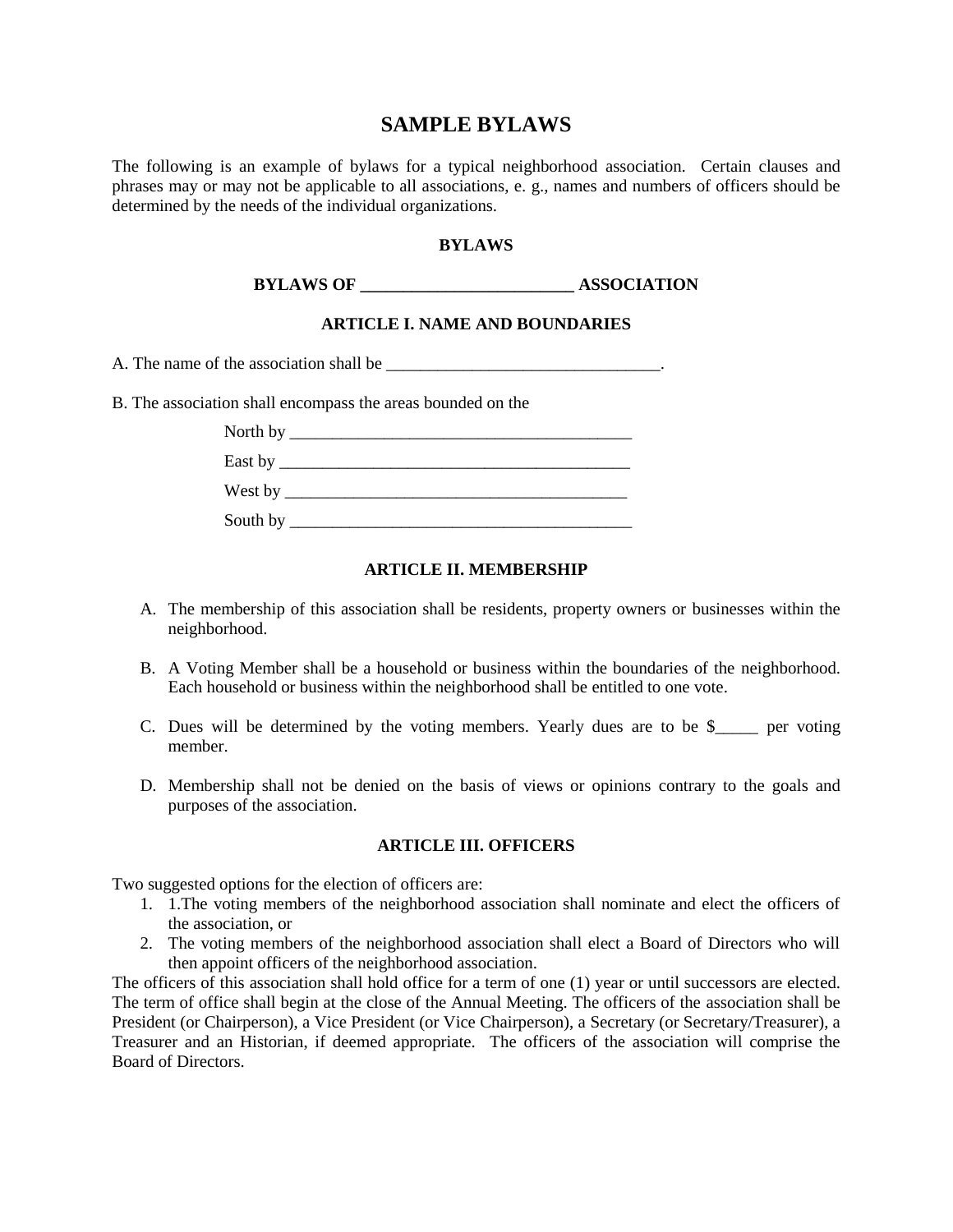# SAMPLE BYLAWS

The following is an example of bylaws for a typical neighborhood association. Certain clauses and phrases may or may not be applicable to all associations, e. g., names and numbers of officers should be determined by the needs of the individual organizations.

## BYLAWS

## BYLAWS OF _________________________ ASSOCIATION

### ARTICLE I. NAME AND BOUNDARIES

A. The name of the association shall be _________________________________.

B. The association shall encompass the areas bounded on the

North by _________________________________________

East by __________________________________________

West by __________________________________________

South by _________________________________________

### ARTICLE II. MEMBERSHIP

A. The membership of this association shall be residents, property owners or businesses within the neighborhood.

B. A Voting Member shall be a household or business within the boundaries of the neighborhood. Each household or business within the neighborhood shall be entitled to one vote.

C. Dues will be determined by the voting members. Yearly dues are to be $_____ per voting member.

D. Membership shall not be denied on the basis of views or opinions contrary to the goals and purposes of the association.

### ARTICLE III. OFFICERS

Two suggested options for the election of officers are:

1. 1.The voting members of the neighborhood association shall nominate and elect the officers of the association, or
2. The voting members of the neighborhood association shall elect a Board of Directors who will then appoint officers of the neighborhood association.

The officers of this association shall hold office for a term of one (1) year or until successors are elected. The term of office shall begin at the close of the Annual Meeting. The officers of the association shall be President (or Chairperson), a Vice President (or Vice Chairperson), a Secretary (or Secretary/Treasurer), a Treasurer and an Historian, if deemed appropriate. The officers of the association will comprise the Board of Directors.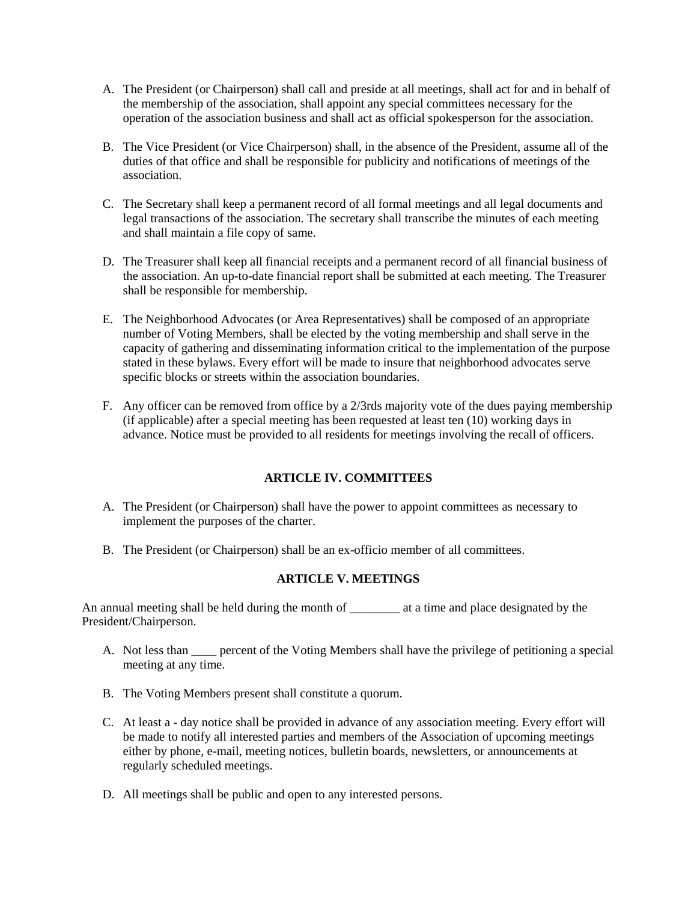A. The President (or Chairperson) shall call and preside at all meetings, shall act for and in behalf of the membership of the association, shall appoint any special committees necessary for the operation of the association business and shall act as official spokesperson for the association.

B. The Vice President (or Vice Chairperson) shall, in the absence of the President, assume all of the duties of that office and shall be responsible for publicity and notifications of meetings of the association.

C. The Secretary shall keep a permanent record of all formal meetings and all legal documents and legal transactions of the association. The secretary shall transcribe the minutes of each meeting and shall maintain a file copy of same.

D. The Treasurer shall keep all financial receipts and a permanent record of all financial business of the association. An up-to-date financial report shall be submitted at each meeting. The Treasurer shall be responsible for membership.

E. The Neighborhood Advocates (or Area Representatives) shall be composed of an appropriate number of Voting Members, shall be elected by the voting membership and shall serve in the capacity of gathering and disseminating information critical to the implementation of the purpose stated in these bylaws. Every effort will be made to insure that neighborhood advocates serve specific blocks or streets within the association boundaries.

F. Any officer can be removed from office by a 2/3rds majority vote of the dues paying membership (if applicable) after a special meeting has been requested at least ten (10) working days in advance. Notice must be provided to all residents for meetings involving the recall of officers.

## ARTICLE IV. COMMITTEES

A. The President (or Chairperson) shall have the power to appoint committees as necessary to implement the purposes of the charter.

B. The President (or Chairperson) shall be an ex-officio member of all committees.

## ARTICLE V. MEETINGS

An annual meeting shall be held during the month of ________ at a time and place designated by the President/Chairperson.

A. Not less than ____ percent of the Voting Members shall have the privilege of petitioning a special meeting at any time.

B. The Voting Members present shall constitute a quorum.

C. At least a - day notice shall be provided in advance of any association meeting. Every effort will be made to notify all interested parties and members of the Association of upcoming meetings either by phone, e-mail, meeting notices, bulletin boards, newsletters, or announcements at regularly scheduled meetings.

D. All meetings shall be public and open to any interested persons.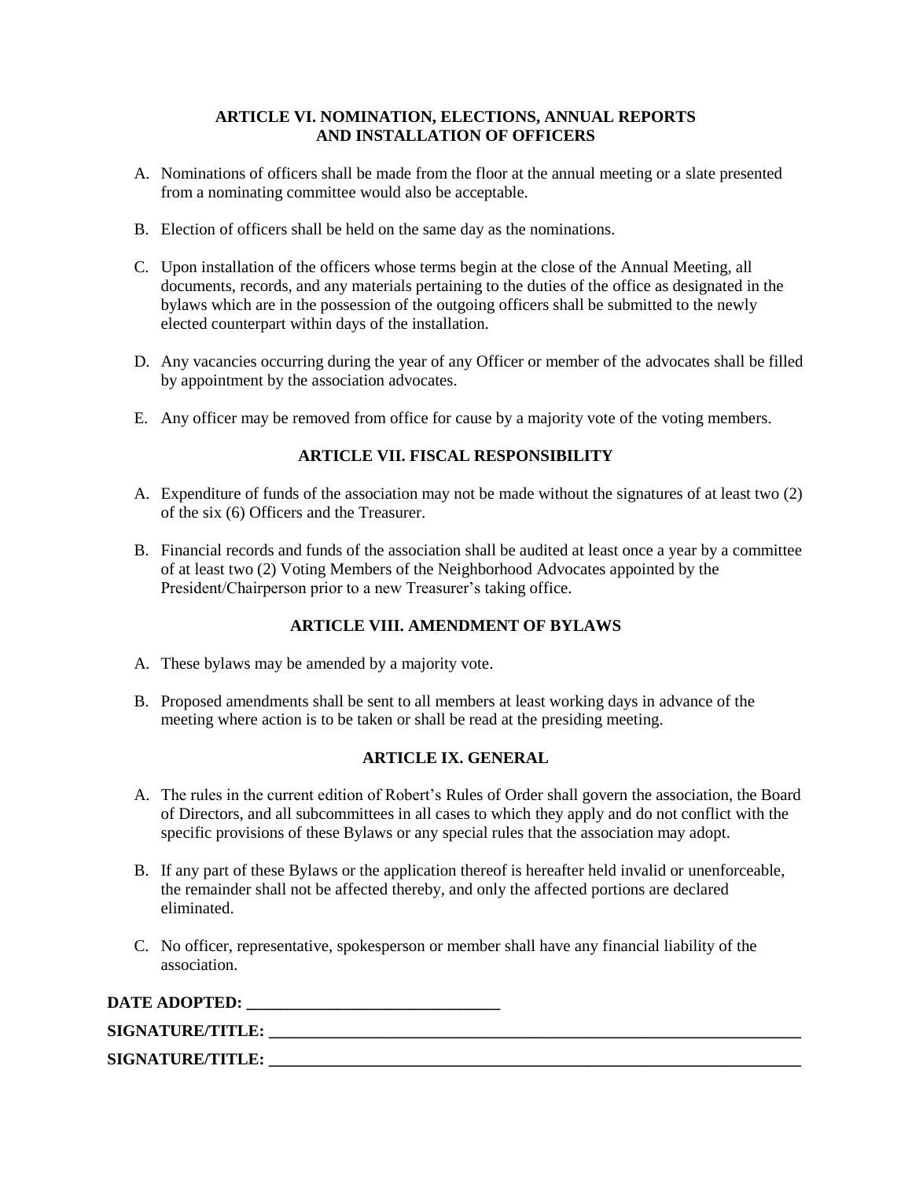## ARTICLE VI. NOMINATION, ELECTIONS, ANNUAL REPORTS AND INSTALLATION OF OFFICERS

A. Nominations of officers shall be made from the floor at the annual meeting or a slate presented from a nominating committee would also be acceptable.

B. Election of officers shall be held on the same day as the nominations.

C. Upon installation of the officers whose terms begin at the close of the Annual Meeting, all documents, records, and any materials pertaining to the duties of the office as designated in the bylaws which are in the possession of the outgoing officers shall be submitted to the newly elected counterpart within days of the installation.

D. Any vacancies occurring during the year of any Officer or member of the advocates shall be filled by appointment by the association advocates.

E. Any officer may be removed from office for cause by a majority vote of the voting members.

## ARTICLE VII. FISCAL RESPONSIBILITY

A. Expenditure of funds of the association may not be made without the signatures of at least two (2) of the six (6) Officers and the Treasurer.

B. Financial records and funds of the association shall be audited at least once a year by a committee of at least two (2) Voting Members of the Neighborhood Advocates appointed by the President/Chairperson prior to a new Treasurer's taking office.

## ARTICLE VIII. AMENDMENT OF BYLAWS

A. These bylaws may be amended by a majority vote.

B. Proposed amendments shall be sent to all members at least working days in advance of the meeting where action is to be taken or shall be read at the presiding meeting.

## ARTICLE IX. GENERAL

A. The rules in the current edition of Robert's Rules of Order shall govern the association, the Board of Directors, and all subcommittees in all cases to which they apply and do not conflict with the specific provisions of these Bylaws or any special rules that the association may adopt.

B. If any part of these Bylaws or the application thereof is hereafter held invalid or unenforceable, the remainder shall not be affected thereby, and only the affected portions are declared eliminated.

C. No officer, representative, spokesperson or member shall have any financial liability of the association.

**DATE ADOPTED: ______________________________**

**SIGNATURE/TITLE: ______________________________________________________________**

**SIGNATURE/TITLE: ______________________________________________________________**